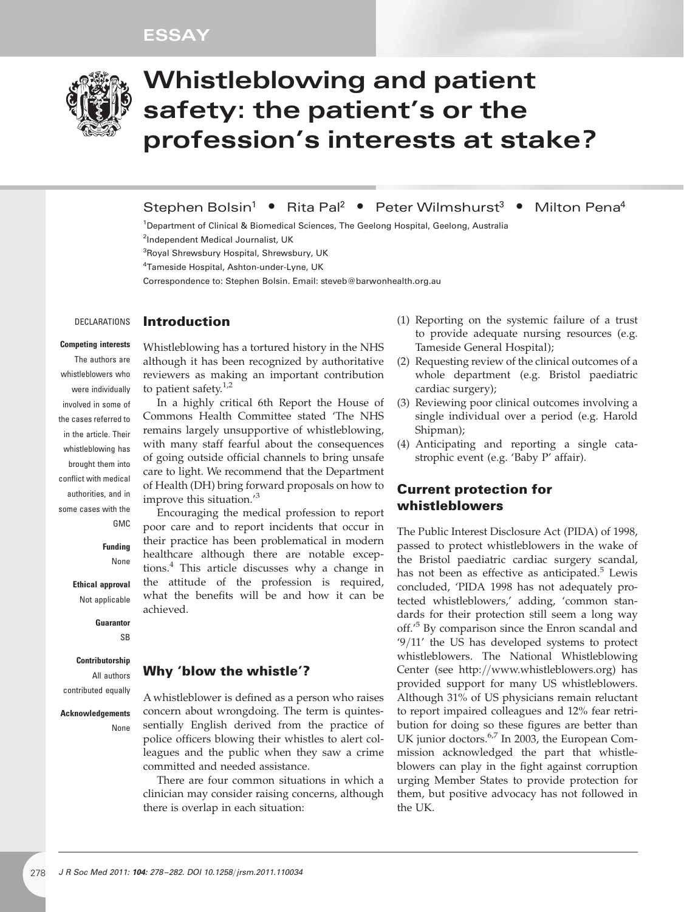ESSAY

# Whistleblowing and patient safety: the patient's or the profession's interests at stake?

Stephen Bolsin[1] • Rita Pal[2] • Peter Wilmshurst[3] • Milton Pena[4]

[1]Department of Clinical & Biomedical Sciences, The Geelong Hospital, Geelong, Australia
[2]Independent Medical Journalist, UK
[3]Royal Shrewsbury Hospital, Shrewsbury, UK
[4]Tameside Hospital, Ashton-under-Lyne, UK

Correspondence to: Stephen Bolsin. Email: steveb@barwonhealth.org.au

DECLARATIONS

**Competing interests**
The authors are whistleblowers who were individually involved in some of the cases referred to in the article. Their whistleblowing has brought them into conflict with medical authorities, and in some cases with the GMC

**Funding**
None

**Ethical approval**
Not applicable

**Guarantor**
SB

**Contributorship**
All authors contributed equally

**Acknowledgements**
None

## Introduction

Whistleblowing has a tortured history in the NHS although it has been recognized by authoritative reviewers as making an important contribution to patient safety.[1,2]

In a highly critical 6th Report the House of Commons Health Committee stated 'The NHS remains largely unsupportive of whistleblowing, with many staff fearful about the consequences of going outside official channels to bring unsafe care to light. We recommend that the Department of Health (DH) bring forward proposals on how to improve this situation.'[3]

Encouraging the medical profession to report poor care and to report incidents that occur in their practice has been problematical in modern healthcare although there are notable exceptions.[4] This article discusses why a change in the attitude of the profession is required, what the benefits will be and how it can be achieved.

## Why 'blow the whistle'?

A whistleblower is defined as a person who raises concern about wrongdoing. The term is quintessentially English derived from the practice of police officers blowing their whistles to alert colleagues and the public when they saw a crime committed and needed assistance.

There are four common situations in which a clinician may consider raising concerns, although there is overlap in each situation:

(1) Reporting on the systemic failure of a trust to provide adequate nursing resources (e.g. Tameside General Hospital);
(2) Requesting review of the clinical outcomes of a whole department (e.g. Bristol paediatric cardiac surgery);
(3) Reviewing poor clinical outcomes involving a single individual over a period (e.g. Harold Shipman);
(4) Anticipating and reporting a single catastrophic event (e.g. 'Baby P' affair).

## Current protection for whistleblowers

The Public Interest Disclosure Act (PIDA) of 1998, passed to protect whistleblowers in the wake of the Bristol paediatric cardiac surgery scandal, has not been as effective as anticipated.[5] Lewis concluded, 'PIDA 1998 has not adequately protected whistleblowers,' adding, 'common standards for their protection still seem a long way off.'[5] By comparison since the Enron scandal and '9/11' the US has developed systems to protect whistleblowers. The National Whistleblowing Center (see http://www.whistleblowers.org) has provided support for many US whistleblowers. Although 31% of US physicians remain reluctant to report impaired colleagues and 12% fear retribution for doing so these figures are better than UK junior doctors.[6,7] In 2003, the European Commission acknowledged the part that whistleblowers can play in the fight against corruption urging Member States to provide protection for them, but positive advocacy has not followed in the UK.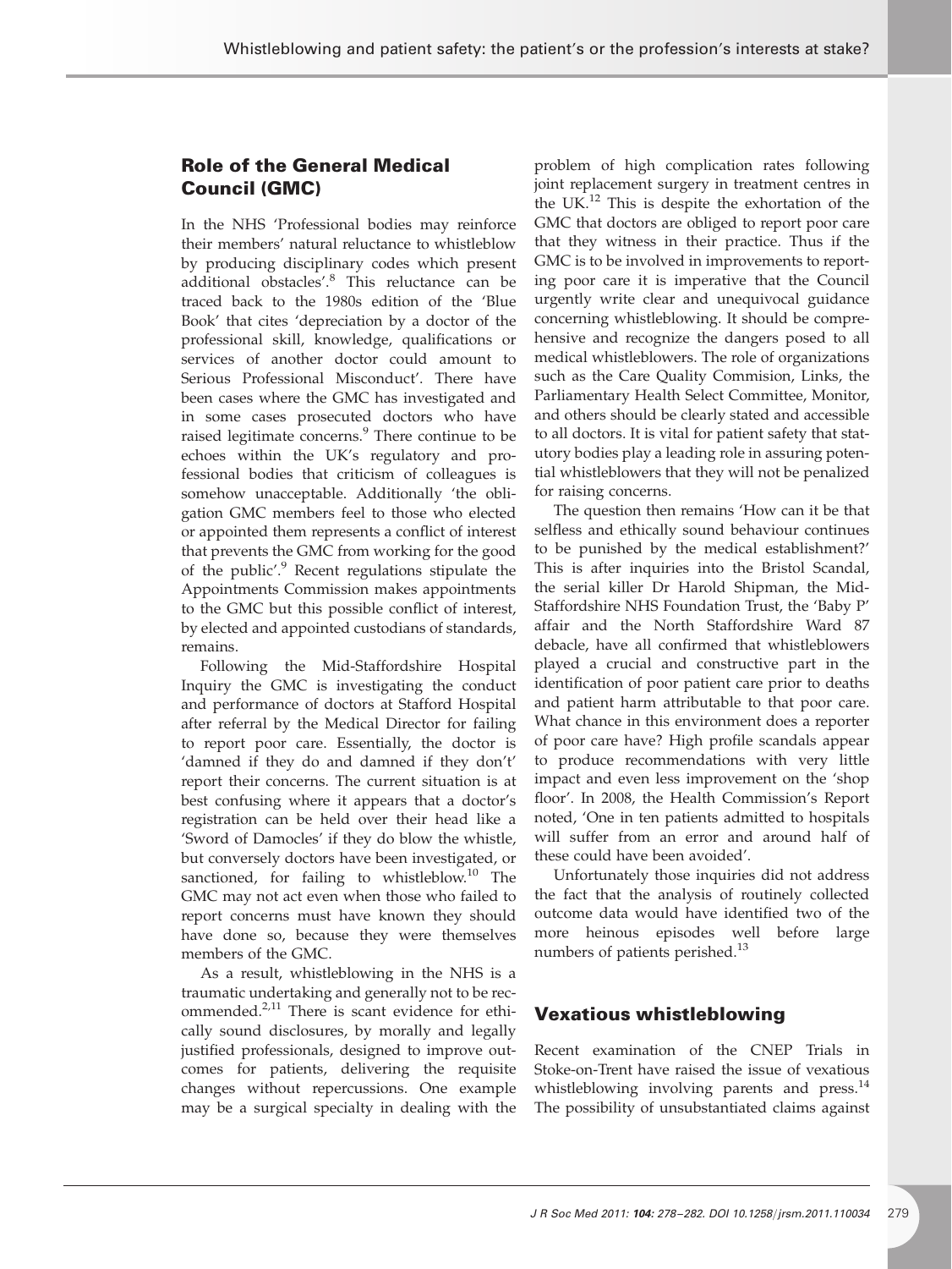## Role of the General Medical Council (GMC)

In the NHS 'Professional bodies may reinforce their members' natural reluctance to whistleblow by producing disciplinary codes which present additional obstacles'.[8] This reluctance can be traced back to the 1980s edition of the 'Blue Book' that cites 'depreciation by a doctor of the professional skill, knowledge, qualifications or services of another doctor could amount to Serious Professional Misconduct'. There have been cases where the GMC has investigated and in some cases prosecuted doctors who have raised legitimate concerns.[9] There continue to be echoes within the UK's regulatory and professional bodies that criticism of colleagues is somehow unacceptable. Additionally 'the obligation GMC members feel to those who elected or appointed them represents a conflict of interest that prevents the GMC from working for the good of the public'.[9] Recent regulations stipulate the Appointments Commission makes appointments to the GMC but this possible conflict of interest, by elected and appointed custodians of standards, remains.

Following the Mid-Staffordshire Hospital Inquiry the GMC is investigating the conduct and performance of doctors at Stafford Hospital after referral by the Medical Director for failing to report poor care. Essentially, the doctor is 'damned if they do and damned if they don't' report their concerns. The current situation is at best confusing where it appears that a doctor's registration can be held over their head like a 'Sword of Damocles' if they do blow the whistle, but conversely doctors have been investigated, or sanctioned, for failing to whistleblow.[10] The GMC may not act even when those who failed to report concerns must have known they should have done so, because they were themselves members of the GMC.

As a result, whistleblowing in the NHS is a traumatic undertaking and generally not to be recommended.[2,11] There is scant evidence for ethically sound disclosures, by morally and legally justified professionals, designed to improve outcomes for patients, delivering the requisite changes without repercussions. One example may be a surgical specialty in dealing with the problem of high complication rates following joint replacement surgery in treatment centres in the UK.[12] This is despite the exhortation of the GMC that doctors are obliged to report poor care that they witness in their practice. Thus if the GMC is to be involved in improvements to reporting poor care it is imperative that the Council urgently write clear and unequivocal guidance concerning whistleblowing. It should be comprehensive and recognize the dangers posed to all medical whistleblowers. The role of organizations such as the Care Quality Commision, Links, the Parliamentary Health Select Committee, Monitor, and others should be clearly stated and accessible to all doctors. It is vital for patient safety that statutory bodies play a leading role in assuring potential whistleblowers that they will not be penalized for raising concerns.

The question then remains 'How can it be that selfless and ethically sound behaviour continues to be punished by the medical establishment?' This is after inquiries into the Bristol Scandal, the serial killer Dr Harold Shipman, the Mid-Staffordshire NHS Foundation Trust, the 'Baby P' affair and the North Staffordshire Ward 87 debacle, have all confirmed that whistleblowers played a crucial and constructive part in the identification of poor patient care prior to deaths and patient harm attributable to that poor care. What chance in this environment does a reporter of poor care have? High profile scandals appear to produce recommendations with very little impact and even less improvement on the 'shop floor'. In 2008, the Health Commission's Report noted, 'One in ten patients admitted to hospitals will suffer from an error and around half of these could have been avoided'.

Unfortunately those inquiries did not address the fact that the analysis of routinely collected outcome data would have identified two of the more heinous episodes well before large numbers of patients perished.[13]

## Vexatious whistleblowing

Recent examination of the CNEP Trials in Stoke-on-Trent have raised the issue of vexatious whistleblowing involving parents and press.[14] The possibility of unsubstantiated claims against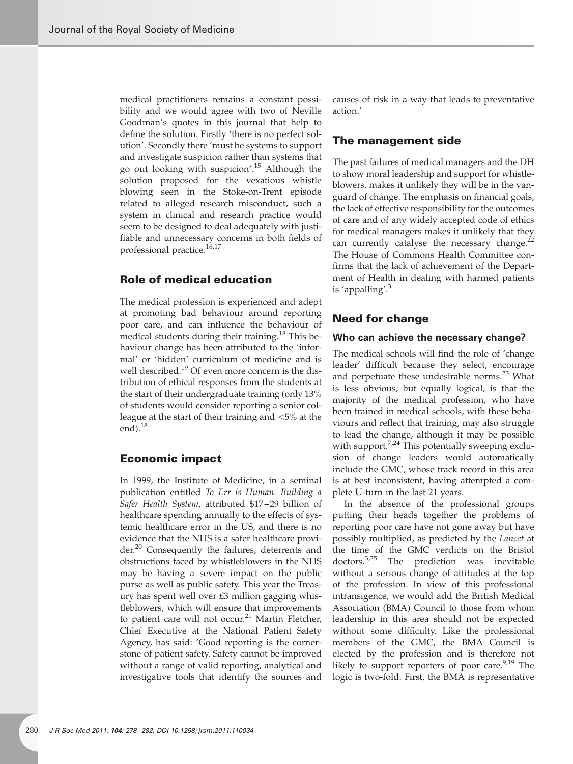medical practitioners remains a constant possibility and we would agree with two of Neville Goodman's quotes in this journal that help to define the solution. Firstly 'there is no perfect solution'. Secondly there 'must be systems to support and investigate suspicion rather than systems that go out looking with suspicion'.[15] Although the solution proposed for the vexatious whistle blowing seen in the Stoke-on-Trent episode related to alleged research misconduct, such a system in clinical and research practice would seem to be designed to deal adequately with justifiable and unnecessary concerns in both fields of professional practice.[16,17]

## Role of medical education

The medical profession is experienced and adept at promoting bad behaviour around reporting poor care, and can influence the behaviour of medical students during their training.[18] This behaviour change has been attributed to the 'informal' or 'hidden' curriculum of medicine and is well described.[19] Of even more concern is the distribution of ethical responses from the students at the start of their undergraduate training (only 13% of students would consider reporting a senior colleague at the start of their training and <5% at the end).[18]

## Economic impact

In 1999, the Institute of Medicine, in a seminal publication entitled *To Err is Human. Building a Safer Health System*, attributed $17–29 billion of healthcare spending annually to the effects of systemic healthcare error in the US, and there is no evidence that the NHS is a safer healthcare provider.[20] Consequently the failures, deterrents and obstructions faced by whistleblowers in the NHS may be having a severe impact on the public purse as well as public safety. This year the Treasury has spent well over £3 million gagging whistleblowers, which will ensure that improvements to patient care will not occur.[21] Martin Fletcher, Chief Executive at the National Patient Safety Agency, has said: 'Good reporting is the cornerstone of patient safety. Safety cannot be improved without a range of valid reporting, analytical and investigative tools that identify the sources and causes of risk in a way that leads to preventative action.'

## The management side

The past failures of medical managers and the DH to show moral leadership and support for whistleblowers, makes it unlikely they will be in the vanguard of change. The emphasis on financial goals, the lack of effective responsibility for the outcomes of care and of any widely accepted code of ethics for medical managers makes it unlikely that they can currently catalyse the necessary change.[22] The House of Commons Health Committee confirms that the lack of achievement of the Department of Health in dealing with harmed patients is 'appalling'.[3]

## Need for change

### Who can achieve the necessary change?

The medical schools will find the role of 'change leader' difficult because they select, encourage and perpetuate these undesirable norms.[23] What is less obvious, but equally logical, is that the majority of the medical profession, who have been trained in medical schools, with these behaviours and reflect that training, may also struggle to lead the change, although it may be possible with support.[7,24] This potentially sweeping exclusion of change leaders would automatically include the GMC, whose track record in this area is at best inconsistent, having attempted a complete U-turn in the last 21 years.

In the absence of the professional groups putting their heads together the problems of reporting poor care have not gone away but have possibly multiplied, as predicted by the *Lancet* at the time of the GMC verdicts on the Bristol doctors.[3,25] The prediction was inevitable without a serious change of attitudes at the top of the profession. In view of this professional intransigence, we would add the British Medical Association (BMA) Council to those from whom leadership in this area should not be expected without some difficulty. Like the professional members of the GMC, the BMA Council is elected by the profession and is therefore not likely to support reporters of poor care.[9,19] The logic is two-fold. First, the BMA is representative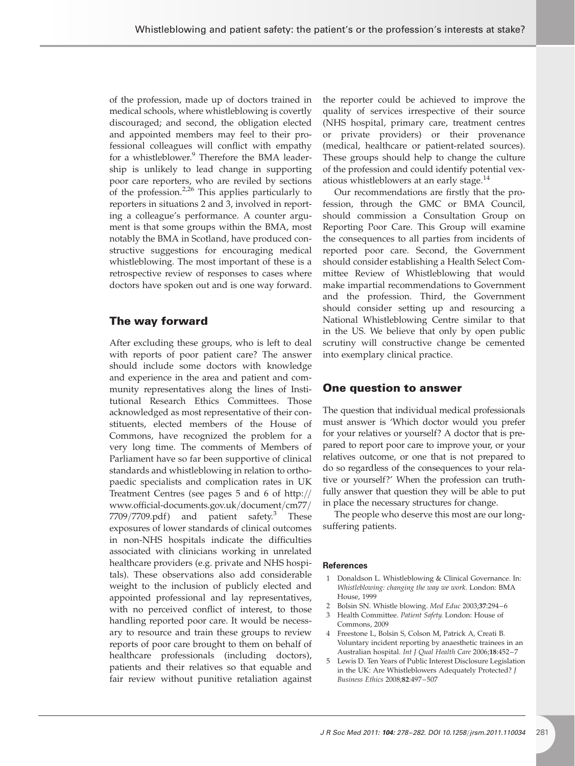of the profession, made up of doctors trained in medical schools, where whistleblowing is covertly discouraged; and second, the obligation elected and appointed members may feel to their professional colleagues will conflict with empathy for a whistleblower.[9] Therefore the BMA leadership is unlikely to lead change in supporting poor care reporters, who are reviled by sections of the profession.[2,26] This applies particularly to reporters in situations 2 and 3, involved in reporting a colleague's performance. A counter argument is that some groups within the BMA, most notably the BMA in Scotland, have produced constructive suggestions for encouraging medical whistleblowing. The most important of these is a retrospective review of responses to cases where doctors have spoken out and is one way forward.

## The way forward

After excluding these groups, who is left to deal with reports of poor patient care? The answer should include some doctors with knowledge and experience in the area and patient and community representatives along the lines of Institutional Research Ethics Committees. Those acknowledged as most representative of their constituents, elected members of the House of Commons, have recognized the problem for a very long time. The comments of Members of Parliament have so far been supportive of clinical standards and whistleblowing in relation to orthopaedic specialists and complication rates in UK Treatment Centres (see pages 5 and 6 of http://www.official-documents.gov.uk/document/cm77/7709/7709.pdf) and patient safety.[3] These exposures of lower standards of clinical outcomes in non-NHS hospitals indicate the difficulties associated with clinicians working in unrelated healthcare providers (e.g. private and NHS hospitals). These observations also add considerable weight to the inclusion of publicly elected and appointed professional and lay representatives, with no perceived conflict of interest, to those handling reported poor care. It would be necessary to resource and train these groups to review reports of poor care brought to them on behalf of healthcare professionals (including doctors), patients and their relatives so that equable and fair review without punitive retaliation against the reporter could be achieved to improve the quality of services irrespective of their source (NHS hospital, primary care, treatment centres or private providers) or their provenance (medical, healthcare or patient-related sources). These groups should help to change the culture of the profession and could identify potential vexatious whistleblowers at an early stage.[14]

Our recommendations are firstly that the profession, through the GMC or BMA Council, should commission a Consultation Group on Reporting Poor Care. This Group will examine the consequences to all parties from incidents of reported poor care. Second, the Government should consider establishing a Health Select Committee Review of Whistleblowing that would make impartial recommendations to Government and the profession. Third, the Government should consider setting up and resourcing a National Whistleblowing Centre similar to that in the US. We believe that only by open public scrutiny will constructive change be cemented into exemplary clinical practice.

## One question to answer

The question that individual medical professionals must answer is 'Which doctor would you prefer for your relatives or yourself? A doctor that is prepared to report poor care to improve your, or your relatives outcome, or one that is not prepared to do so regardless of the consequences to your relative or yourself?' When the profession can truthfully answer that question they will be able to put in place the necessary structures for change.

The people who deserve this most are our long-suffering patients.

### References

1. Donaldson L. Whistleblowing & Clinical Governance. In: *Whistleblowing: changing the way we work*. London: BMA House, 1999
2. Bolsin SN. Whistle blowing. *Med Educ* 2003;**37**:294–6
3. Health Committee. *Patient Safety*. London: House of Commons, 2009
4. Freestone L, Bolsin S, Colson M, Patrick A, Creati B. Voluntary incident reporting by anaesthetic trainees in an Australian hospital. *Int J Qual Health Care* 2006;**18**:452–7
5. Lewis D. Ten Years of Public Interest Disclosure Legislation in the UK: Are Whistleblowers Adequately Protected? *J Business Ethics* 2008;**82**:497–507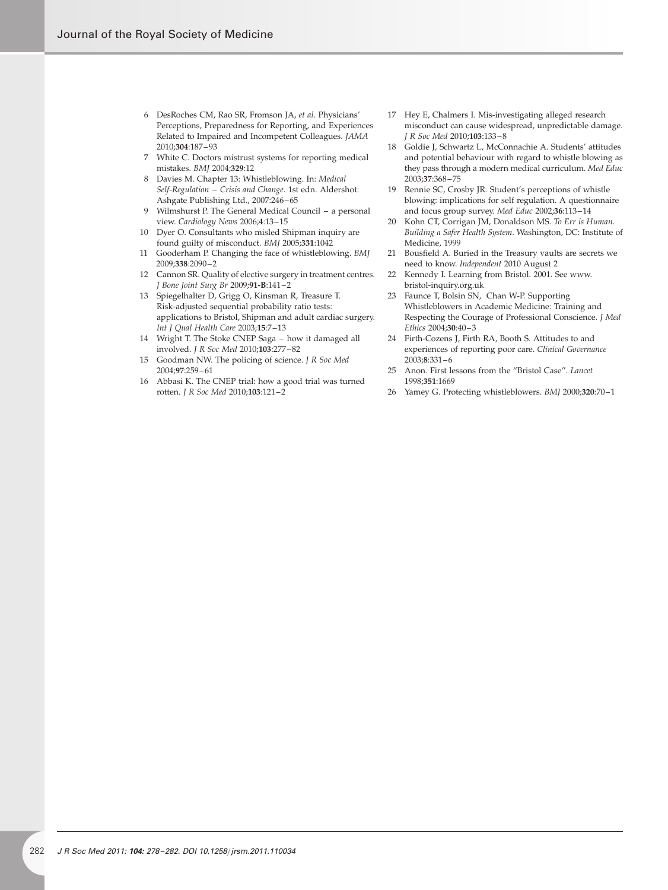6 DesRoches CM, Rao SR, Fromson JA, *et al.* Physicians' Perceptions, Preparedness for Reporting, and Experiences Related to Impaired and Incompetent Colleagues. *JAMA* 2010;**304**:187–93

7 White C. Doctors mistrust systems for reporting medical mistakes. *BMJ* 2004;**329**:12

8 Davies M. Chapter 13: Whistleblowing. In: *Medical Self-Regulation – Crisis and Change*. 1st edn. Aldershot: Ashgate Publishing Ltd., 2007:246–65

9 Wilmshurst P. The General Medical Council – a personal view. *Cardiology News* 2006;**4**:13–15

10 Dyer O. Consultants who misled Shipman inquiry are found guilty of misconduct. *BMJ* 2005;**331**:1042

11 Gooderham P. Changing the face of whistleblowing. *BMJ* 2009;**338**:2090–2

12 Cannon SR. Quality of elective surgery in treatment centres. *J Bone Joint Surg Br* 2009;**91-B**:141–2

13 Spiegelhalter D, Grigg O, Kinsman R, Treasure T. Risk-adjusted sequential probability ratio tests: applications to Bristol, Shipman and adult cardiac surgery. *Int J Qual Health Care* 2003;**15**:7–13

14 Wright T. The Stoke CNEP Saga – how it damaged all involved. *J R Soc Med* 2010;**103**:277–82

15 Goodman NW. The policing of science. *J R Soc Med* 2004;**97**:259–61

16 Abbasi K. The CNEP trial: how a good trial was turned rotten. *J R Soc Med* 2010;**103**:121–2

17 Hey E, Chalmers I. Mis-investigating alleged research misconduct can cause widespread, unpredictable damage. *J R Soc Med* 2010;**103**:133–8

18 Goldie J, Schwartz L, McConnachie A. Students' attitudes and potential behaviour with regard to whistle blowing as they pass through a modern medical curriculum. *Med Educ* 2003;**37**:368–75

19 Rennie SC, Crosby JR. Student's perceptions of whistle blowing: implications for self regulation. A questionnaire and focus group survey. *Med Educ* 2002;**36**:113–14

20 Kohn CT, Corrigan JM, Donaldson MS. *To Err is Human. Building a Safer Health System*. Washington, DC: Institute of Medicine, 1999

21 Bousfield A. Buried in the Treasury vaults are secrets we need to know. *Independent* 2010 August 2

22 Kennedy I. Learning from Bristol. 2001. See www.bristol-inquiry.org.uk

23 Faunce T, Bolsin SN, Chan W-P. Supporting Whistleblowers in Academic Medicine: Training and Respecting the Courage of Professional Conscience. *J Med Ethics* 2004;**30**:40–3

24 Firth-Cozens J, Firth RA, Booth S. Attitudes to and experiences of reporting poor care. *Clinical Governance* 2003;**8**:331–6

25 Anon. First lessons from the "Bristol Case". *Lancet* 1998;**351**:1669

26 Yamey G. Protecting whistleblowers. *BMJ* 2000;**320**:70–1